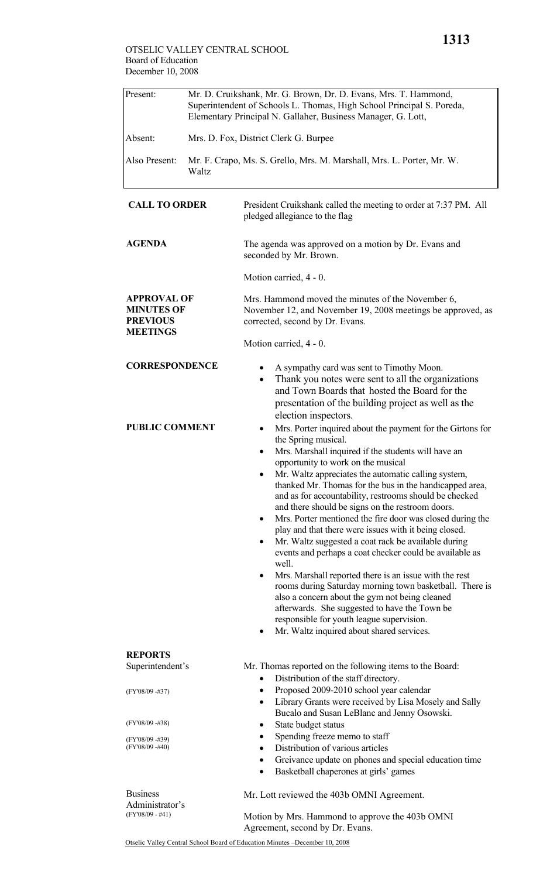OTSELIC VALLEY CENTRAL SCHOOL
Board of Education
December 10, 2008

| | |
|---|---|
| Present: | Mr. D. Cruikshank, Mr. G. Brown, Dr. D. Evans, Mrs. T. Hammond, Superintendent of Schools L. Thomas, High School Principal S. Poreda, Elementary Principal N. Gallaher, Business Manager, G. Lott, |
| Absent: | Mrs. D. Fox, District Clerk G. Burpee |
| Also Present: | Mr. F. Crapo, Ms. S. Grello, Mrs. M. Marshall, Mrs. L. Porter, Mr. W. Waltz |

**CALL TO ORDER**

President Cruikshank called the meeting to order at 7:37 PM. All pledged allegiance to the flag

**AGENDA**

The agenda was approved on a motion by Dr. Evans and seconded by Mr. Brown.

Motion carried, 4 - 0.

**APPROVAL OF MINUTES OF PREVIOUS MEETINGS**

Mrs. Hammond moved the minutes of the November 6, November 12, and November 19, 2008 meetings be approved, as corrected, second by Dr. Evans.

Motion carried, 4 - 0.

**CORRESPONDENCE**

- A sympathy card was sent to Timothy Moon.
- Thank you notes were sent to all the organizations and Town Boards that hosted the Board for the presentation of the building project as well as the election inspectors.

**PUBLIC COMMENT**

- Mrs. Porter inquired about the payment for the Girtons for the Spring musical.
- Mrs. Marshall inquired if the students will have an opportunity to work on the musical
- Mr. Waltz appreciates the automatic calling system, thanked Mr. Thomas for the bus in the handicapped area, and as for accountability, restrooms should be checked and there should be signs on the restroom doors.
- Mrs. Porter mentioned the fire door was closed during the play and that there were issues with it being closed.
- Mr. Waltz suggested a coat rack be available during events and perhaps a coat checker could be available as well.
- Mrs. Marshall reported there is an issue with the rest rooms during Saturday morning town basketball. There is also a concern about the gym not being cleaned afterwards. She suggested to have the Town be responsible for youth league supervision.
- Mr. Waltz inquired about shared services.

**REPORTS**

Superintendent's

Mr. Thomas reported on the following items to the Board:

- Distribution of the staff directory.
- Proposed 2009-2010 school year calendar (FY'08/09 -#37)
- Library Grants were received by Lisa Mosely and Sally Bucalo and Susan LeBlanc and Jenny Osowski.
- State budget status (FY'08/09 -#38)
- Spending freeze memo to staff (FY'08/09 -#39)
- Distribution of various articles (FY'08/09 -#40)
- Greivance update on phones and special education time
- Basketball chaperones at girls' games

Business Administrator's (FY'08/09 - #41)

Mr. Lott reviewed the 403b OMNI Agreement.

Motion by Mrs. Hammond to approve the 403b OMNI Agreement, second by Dr. Evans.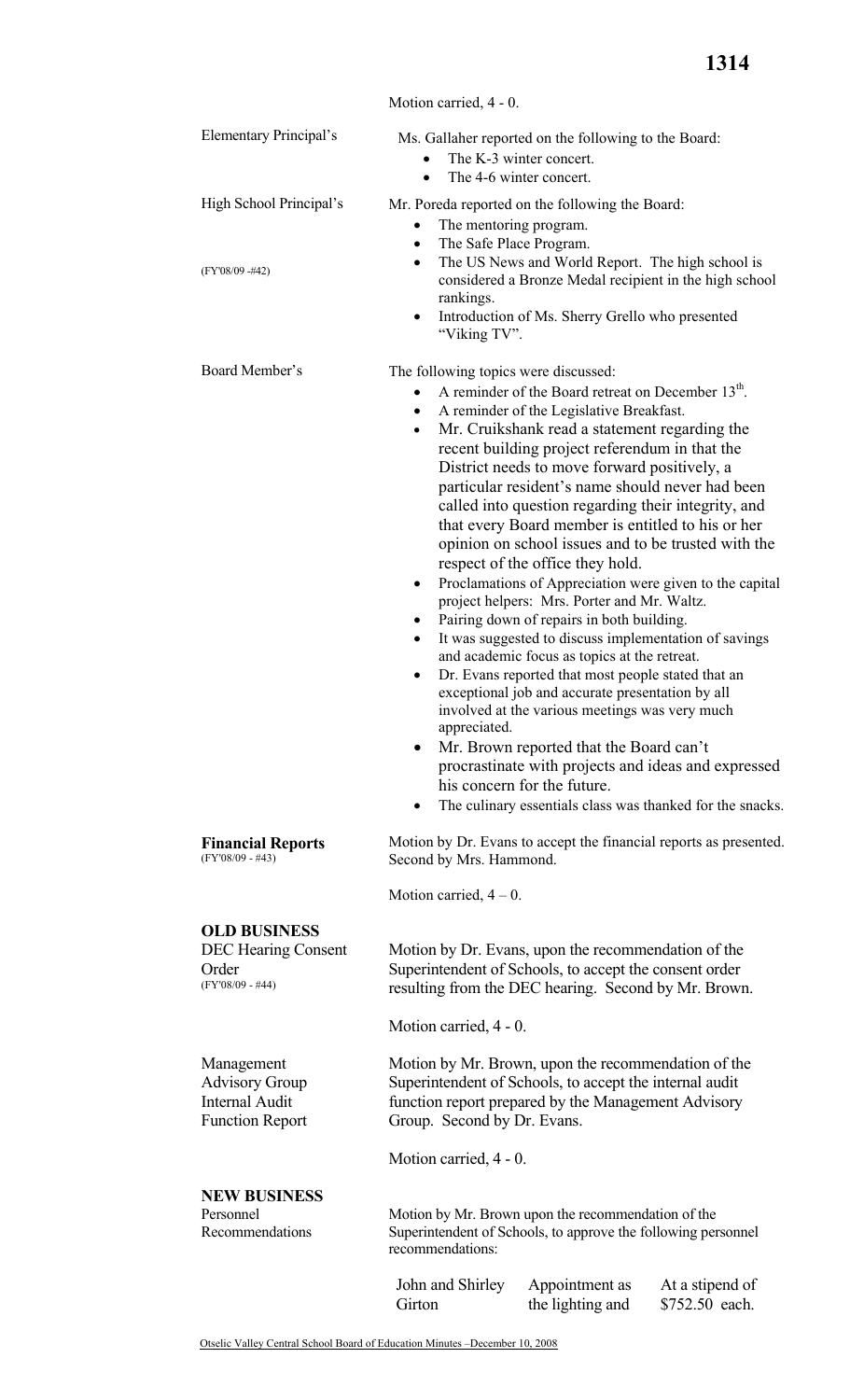Motion carried, 4 - 0.

Elementary Principal's

Ms. Gallaher reported on the following to the Board:

- The K-3 winter concert.
- The 4-6 winter concert.

High School Principal's

(FY'08/09 -#42)

Mr. Poreda reported on the following the Board:

- The mentoring program.
- The Safe Place Program.
- The US News and World Report. The high school is considered a Bronze Medal recipient in the high school rankings.
- Introduction of Ms. Sherry Grello who presented "Viking TV".

Board Member's

The following topics were discussed:

- A reminder of the Board retreat on December 13th.
- A reminder of the Legislative Breakfast.
- Mr. Cruikshank read a statement regarding the recent building project referendum in that the District needs to move forward positively, a particular resident's name should never had been called into question regarding their integrity, and that every Board member is entitled to his or her opinion on school issues and to be trusted with the respect of the office they hold.
- Proclamations of Appreciation were given to the capital project helpers: Mrs. Porter and Mr. Waltz.
- Pairing down of repairs in both building.
- It was suggested to discuss implementation of savings and academic focus as topics at the retreat.
- Dr. Evans reported that most people stated that an exceptional job and accurate presentation by all involved at the various meetings was very much appreciated.
- Mr. Brown reported that the Board can't procrastinate with projects and ideas and expressed his concern for the future.
- The culinary essentials class was thanked for the snacks.

**Financial Reports**
(FY'08/09 - #43)

Motion by Dr. Evans to accept the financial reports as presented. Second by Mrs. Hammond.

Motion carried, 4 – 0.

**OLD BUSINESS**

DEC Hearing Consent Order
(FY'08/09 - #44)

Motion by Dr. Evans, upon the recommendation of the Superintendent of Schools, to accept the consent order resulting from the DEC hearing. Second by Mr. Brown.

Motion carried, 4 - 0.

Management Advisory Group Internal Audit Function Report

Motion by Mr. Brown, upon the recommendation of the Superintendent of Schools, to accept the internal audit function report prepared by the Management Advisory Group. Second by Dr. Evans.

Motion carried, 4 - 0.

**NEW BUSINESS**

Personnel Recommendations

Motion by Mr. Brown upon the recommendation of the Superintendent of Schools, to approve the following personnel recommendations:

| | | |
|---|---|---|
| John and Shirley Girton | Appointment as the lighting and | At a stipend of $752.50 each. |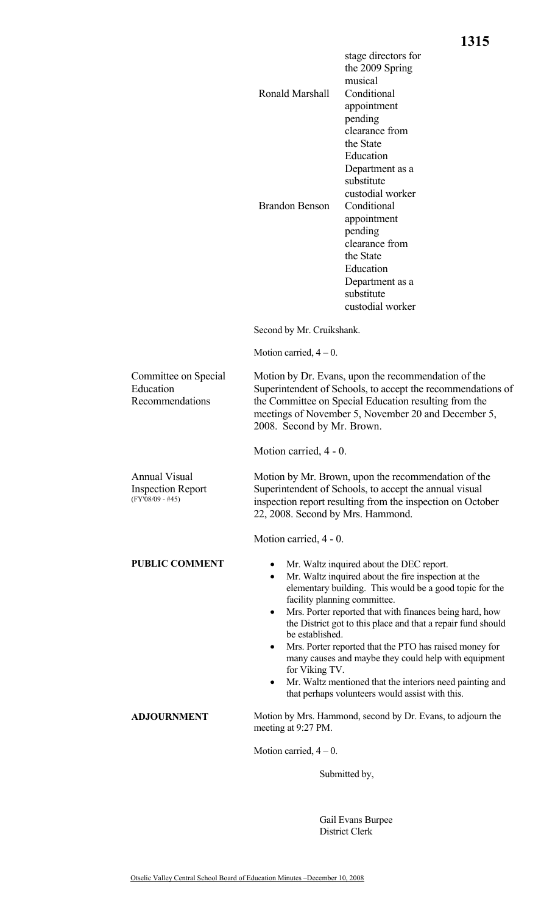| | |
|---|---|
| | stage directors for the 2009 Spring musical |
| Ronald Marshall | Conditional appointment pending clearance from the State Education Department as a substitute custodial worker |
| Brandon Benson | Conditional appointment pending clearance from the State Education Department as a substitute custodial worker |

Second by Mr. Cruikshank.

Motion carried, 4 – 0.

**Committee on Special Education Recommendations**

Motion by Dr. Evans, upon the recommendation of the Superintendent of Schools, to accept the recommendations of the Committee on Special Education resulting from the meetings of November 5, November 20 and December 5, 2008. Second by Mr. Brown.

Motion carried, 4 - 0.

**Annual Visual Inspection Report** (FY'08/09 - #45)

Motion by Mr. Brown, upon the recommendation of the Superintendent of Schools, to accept the annual visual inspection report resulting from the inspection on October 22, 2008. Second by Mrs. Hammond.

Motion carried, 4 - 0.

**PUBLIC COMMENT**

- Mr. Waltz inquired about the DEC report.
- Mr. Waltz inquired about the fire inspection at the elementary building. This would be a good topic for the facility planning committee.
- Mrs. Porter reported that with finances being hard, how the District got to this place and that a repair fund should be established.
- Mrs. Porter reported that the PTO has raised money for many causes and maybe they could help with equipment for Viking TV.
- Mr. Waltz mentioned that the interiors need painting and that perhaps volunteers would assist with this.

**ADJOURNMENT**

Motion by Mrs. Hammond, second by Dr. Evans, to adjourn the meeting at 9:27 PM.

Motion carried, 4 – 0.

Submitted by,

Gail Evans Burpee
District Clerk